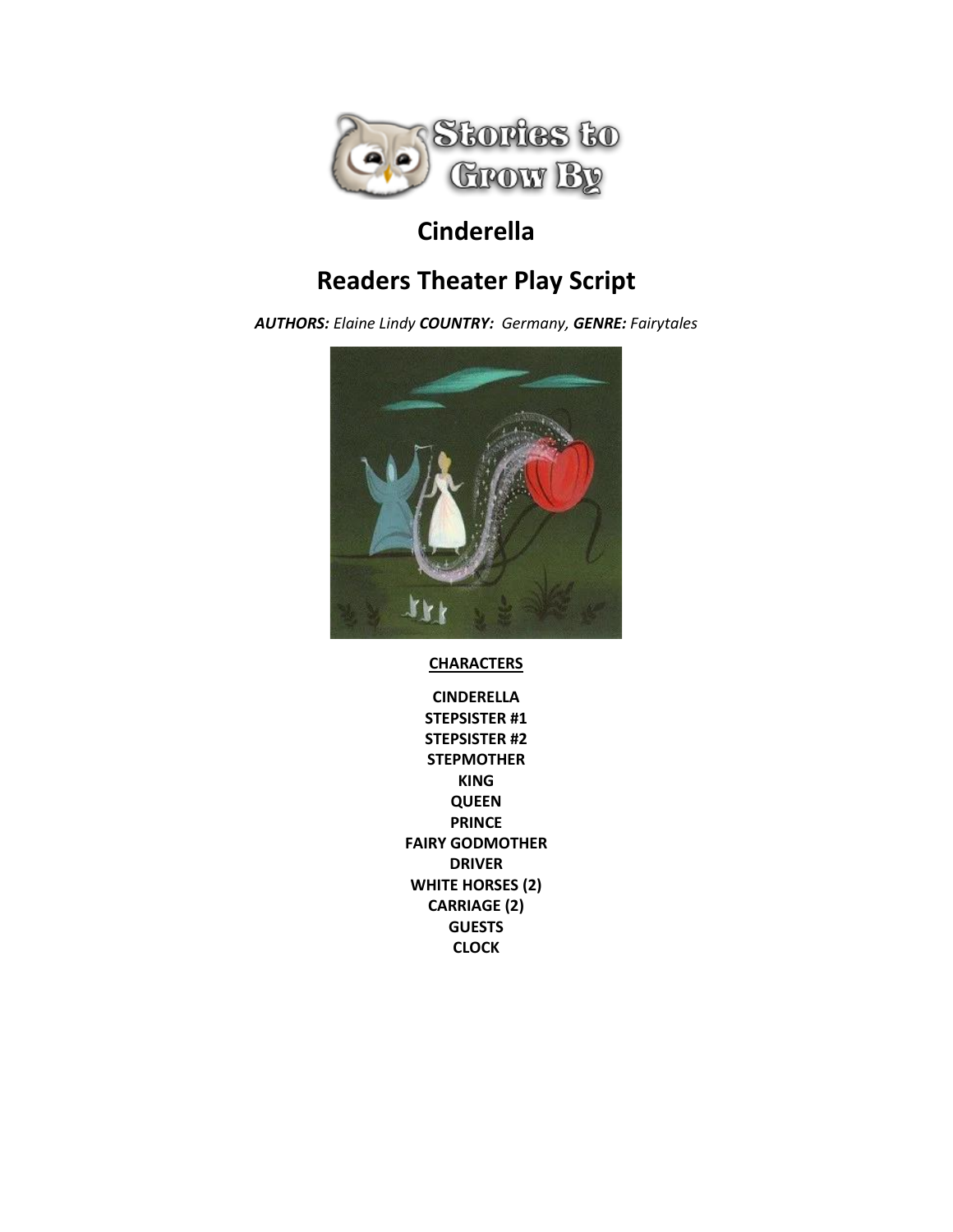# Cinderella

## Readers Theater Play Script

***AUTHORS:*** *Elaine Lindy* ***COUNTRY:*** *Germany,* ***GENRE:*** *Fairytales*

**CHARACTERS**

**CINDERELLA**
**STEPSISTER #1**
**STEPSISTER #2**
**STEPMOTHER**
**KING**
**QUEEN**
**PRINCE**
**FAIRY GODMOTHER**
**DRIVER**
**WHITE HORSES (2)**
**CARRIAGE (2)**
**GUESTS**
**CLOCK**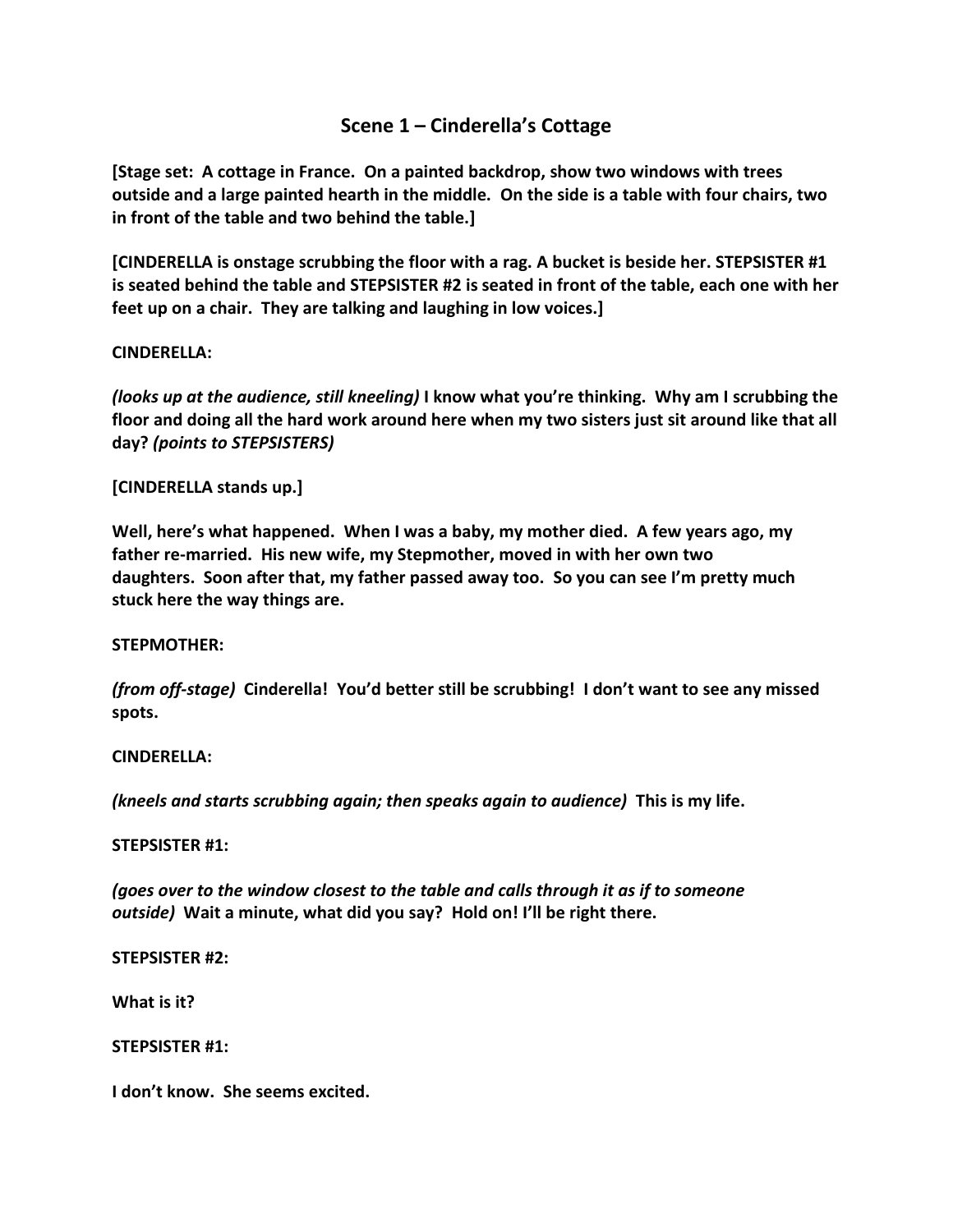## Scene 1 – Cinderella's Cottage

**[Stage set: A cottage in France. On a painted backdrop, show two windows with trees outside and a large painted hearth in the middle. On the side is a table with four chairs, two in front of the table and two behind the table.]**

**[CINDERELLA is onstage scrubbing the floor with a rag. A bucket is beside her. STEPSISTER #1 is seated behind the table and STEPSISTER #2 is seated in front of the table, each one with her feet up on a chair. They are talking and laughing in low voices.]**

**CINDERELLA:**

***(looks up at the audience, still kneeling)*** **I know what you're thinking. Why am I scrubbing the floor and doing all the hard work around here when my two sisters just sit around like that all day?** ***(points to STEPSISTERS)***

**[CINDERELLA stands up.]**

**Well, here's what happened. When I was a baby, my mother died. A few years ago, my father re-married. His new wife, my Stepmother, moved in with her own two daughters. Soon after that, my father passed away too. So you can see I'm pretty much stuck here the way things are.**

**STEPMOTHER:**

***(from off-stage)*** **Cinderella! You'd better still be scrubbing! I don't want to see any missed spots.**

**CINDERELLA:**

***(kneels and starts scrubbing again; then speaks again to audience)*** **This is my life.**

**STEPSISTER #1:**

***(goes over to the window closest to the table and calls through it as if to someone outside)*** **Wait a minute, what did you say? Hold on! I'll be right there.**

**STEPSISTER #2:**

**What is it?**

**STEPSISTER #1:**

**I don't know. She seems excited.**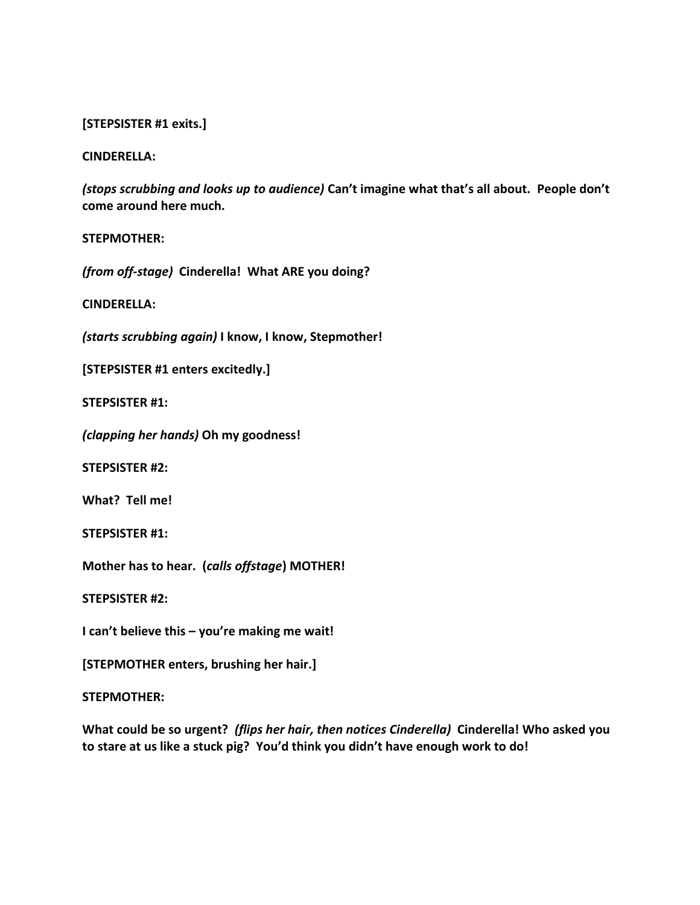**[STEPSISTER #1 exits.]**

**CINDERELLA:**

***(stops scrubbing and looks up to audience)*** **Can't imagine what that's all about. People don't come around here much.**

**STEPMOTHER:**

***(from off-stage)*** **Cinderella! What ARE you doing?**

**CINDERELLA:**

***(starts scrubbing again)*** **I know, I know, Stepmother!**

**[STEPSISTER #1 enters excitedly.]**

**STEPSISTER #1:**

***(clapping her hands)*** **Oh my goodness!**

**STEPSISTER #2:**

**What? Tell me!**

**STEPSISTER #1:**

**Mother has to hear. (*calls offstage*) MOTHER!**

**STEPSISTER #2:**

**I can't believe this – you're making me wait!**

**[STEPMOTHER enters, brushing her hair.]**

**STEPMOTHER:**

**What could be so urgent?** ***(flips her hair, then notices Cinderella)*** **Cinderella! Who asked you to stare at us like a stuck pig? You'd think you didn't have enough work to do!**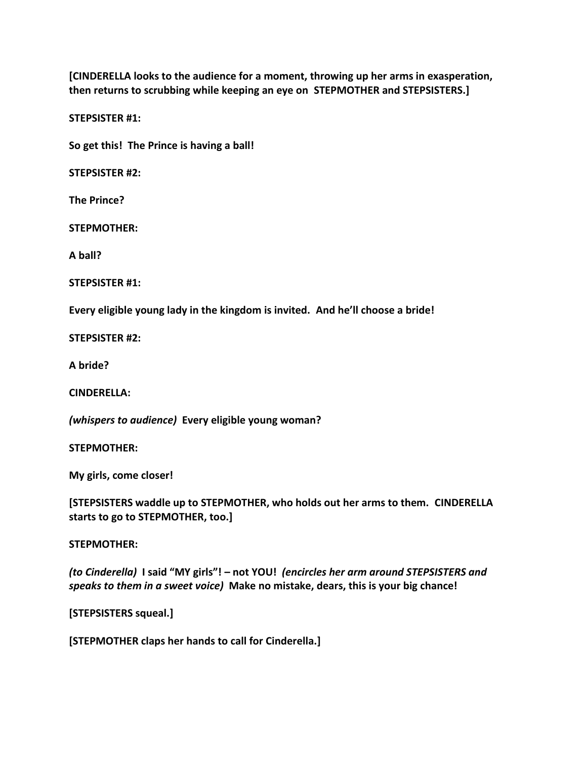**[CINDERELLA looks to the audience for a moment, throwing up her arms in exasperation, then returns to scrubbing while keeping an eye on STEPMOTHER and STEPSISTERS.]**

**STEPSISTER #1:**

**So get this! The Prince is having a ball!**

**STEPSISTER #2:**

**The Prince?**

**STEPMOTHER:**

**A ball?**

**STEPSISTER #1:**

**Every eligible young lady in the kingdom is invited. And he'll choose a bride!**

**STEPSISTER #2:**

**A bride?**

**CINDERELLA:**

***(whispers to audience)*** **Every eligible young woman?**

**STEPMOTHER:**

**My girls, come closer!**

**[STEPSISTERS waddle up to STEPMOTHER, who holds out her arms to them. CINDERELLA starts to go to STEPMOTHER, too.]**

**STEPMOTHER:**

***(to Cinderella)*** **I said "MY girls"! – not YOU!** ***(encircles her arm around STEPSISTERS and speaks to them in a sweet voice)*** **Make no mistake, dears, this is your big chance!**

**[STEPSISTERS squeal.]**

**[STEPMOTHER claps her hands to call for Cinderella.]**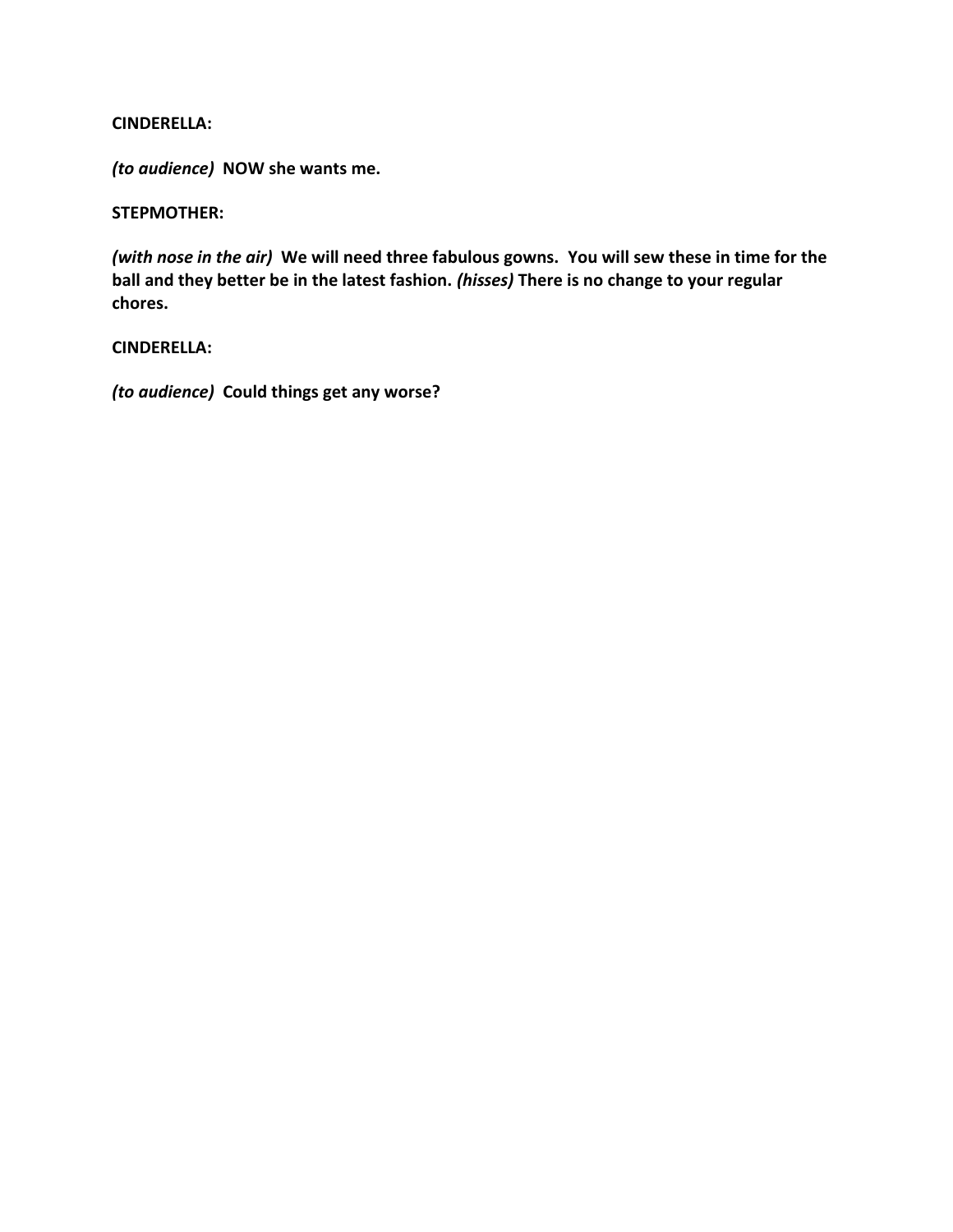**CINDERELLA:**

***(to audience)*** **NOW she wants me.**

**STEPMOTHER:**

***(with nose in the air)*** **We will need three fabulous gowns. You will sew these in time for the ball and they better be in the latest fashion.** ***(hisses)*** **There is no change to your regular chores.**

**CINDERELLA:**

***(to audience)*** **Could things get any worse?**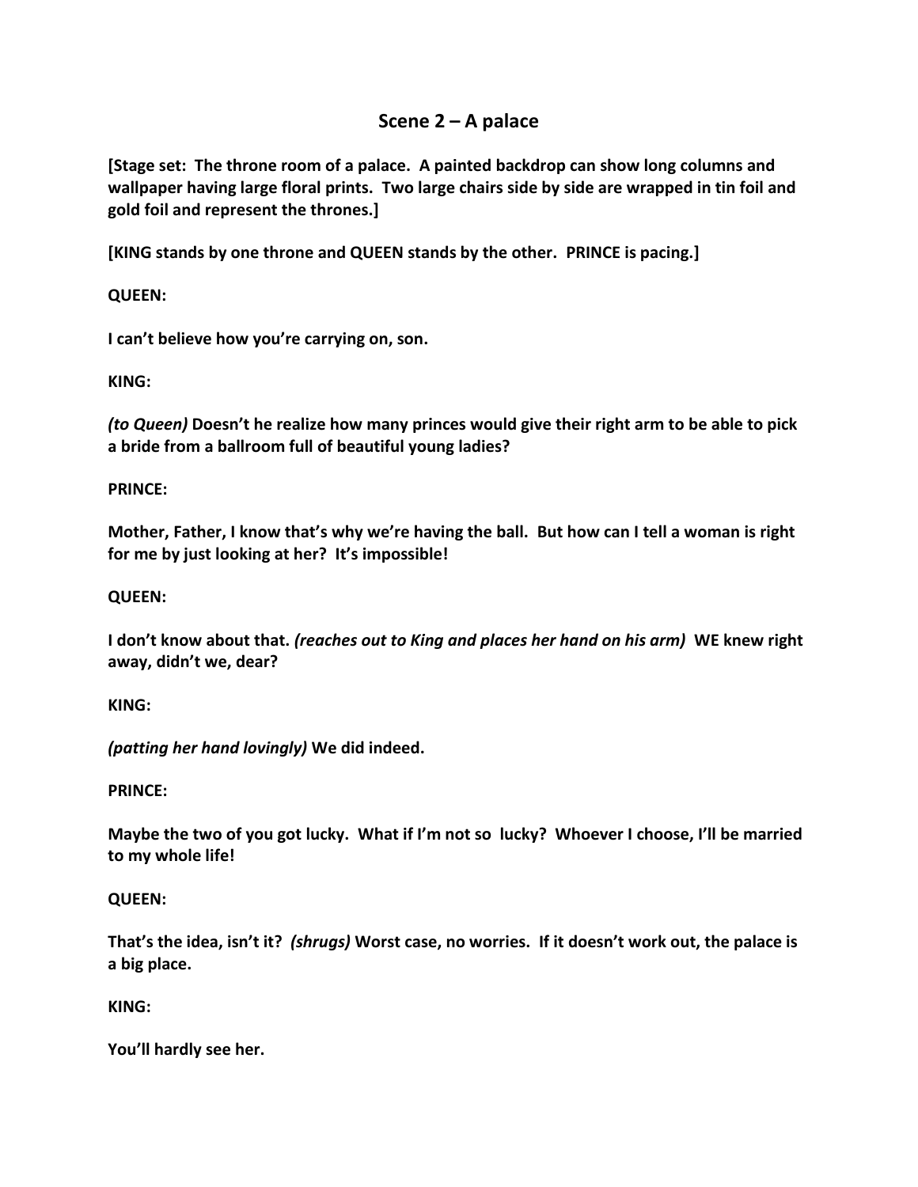## Scene 2 – A palace

**[Stage set: The throne room of a palace. A painted backdrop can show long columns and wallpaper having large floral prints. Two large chairs side by side are wrapped in tin foil and gold foil and represent the thrones.]**

**[KING stands by one throne and QUEEN stands by the other. PRINCE is pacing.]**

**QUEEN:**

**I can't believe how you're carrying on, son.**

**KING:**

***(to Queen)*** **Doesn't he realize how many princes would give their right arm to be able to pick a bride from a ballroom full of beautiful young ladies?**

**PRINCE:**

**Mother, Father, I know that's why we're having the ball. But how can I tell a woman is right for me by just looking at her? It's impossible!**

**QUEEN:**

**I don't know about that.** ***(reaches out to King and places her hand on his arm)*** **WE knew right away, didn't we, dear?**

**KING:**

***(patting her hand lovingly)*** **We did indeed.**

**PRINCE:**

**Maybe the two of you got lucky. What if I'm not so lucky? Whoever I choose, I'll be married to my whole life!**

**QUEEN:**

**That's the idea, isn't it?** ***(shrugs)*** **Worst case, no worries. If it doesn't work out, the palace is a big place.**

**KING:**

**You'll hardly see her.**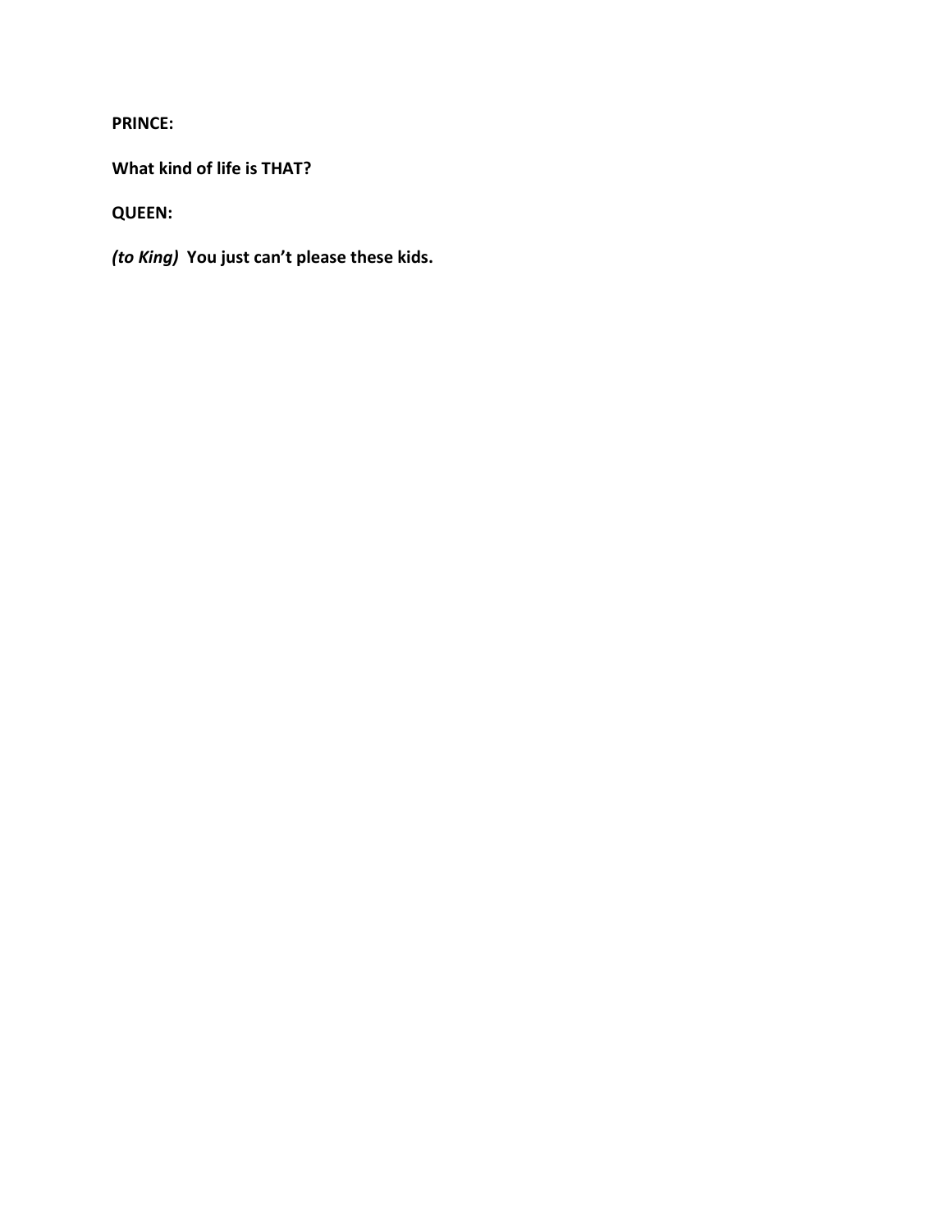**PRINCE:**

**What kind of life is THAT?**

**QUEEN:**

***(to King)*** **You just can't please these kids.**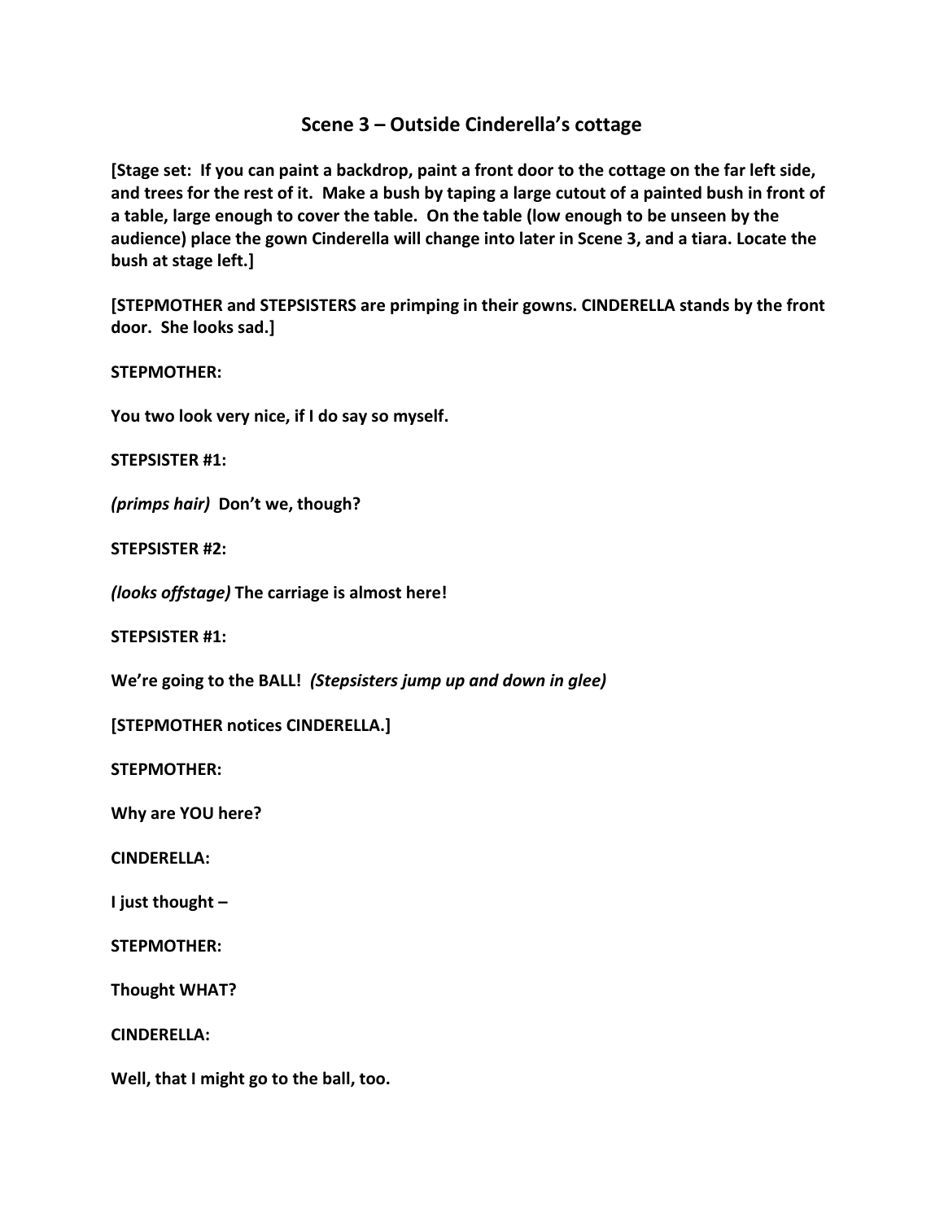## Scene 3 – Outside Cinderella's cottage

**[Stage set: If you can paint a backdrop, paint a front door to the cottage on the far left side, and trees for the rest of it. Make a bush by taping a large cutout of a painted bush in front of a table, large enough to cover the table. On the table (low enough to be unseen by the audience) place the gown Cinderella will change into later in Scene 3, and a tiara. Locate the bush at stage left.]**

**[STEPMOTHER and STEPSISTERS are primping in their gowns. CINDERELLA stands by the front door. She looks sad.]**

**STEPMOTHER:**

**You two look very nice, if I do say so myself.**

**STEPSISTER #1:**

***(primps hair)* Don't we, though?**

**STEPSISTER #2:**

***(looks offstage)* The carriage is almost here!**

**STEPSISTER #1:**

**We're going to the BALL! *(Stepsisters jump up and down in glee)***

**[STEPMOTHER notices CINDERELLA.]**

**STEPMOTHER:**

**Why are YOU here?**

**CINDERELLA:**

**I just thought –**

**STEPMOTHER:**

**Thought WHAT?**

**CINDERELLA:**

**Well, that I might go to the ball, too.**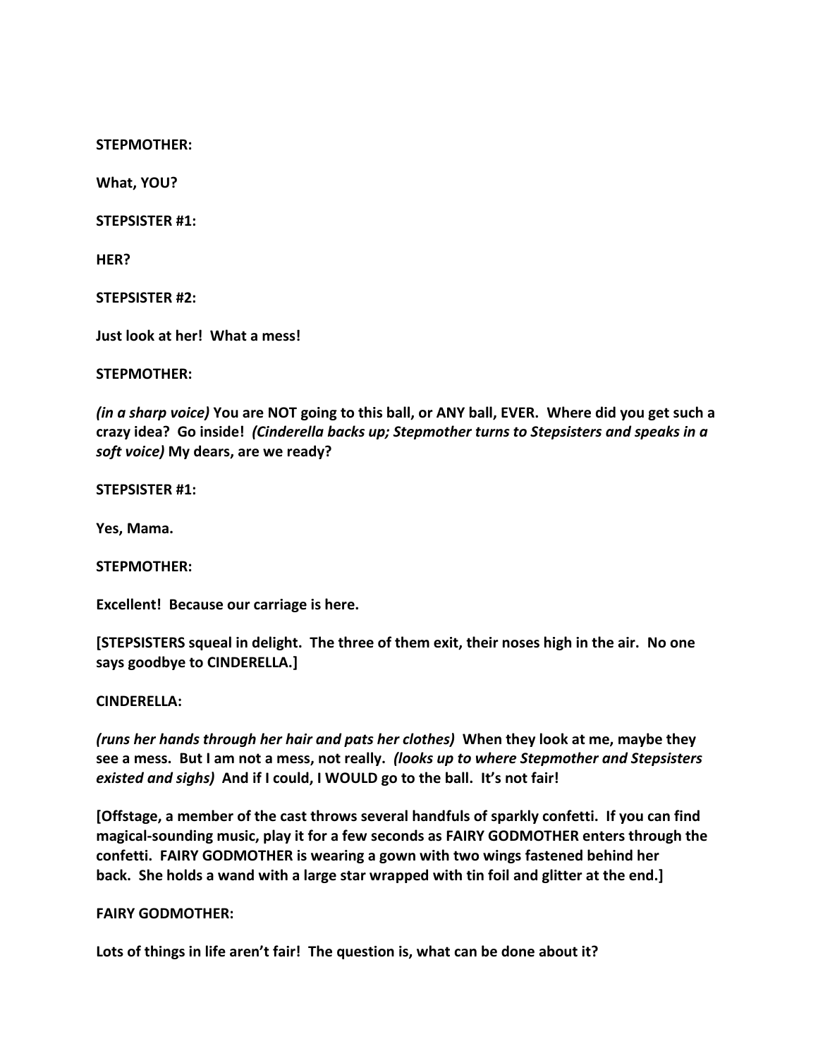**STEPMOTHER:**

**What, YOU?**

**STEPSISTER #1:**

**HER?**

**STEPSISTER #2:**

**Just look at her! What a mess!**

**STEPMOTHER:**

***(in a sharp voice)* You are NOT going to this ball, or ANY ball, EVER. Where did you get such a crazy idea? Go inside! *(Cinderella backs up; Stepmother turns to Stepsisters and speaks in a soft voice)* My dears, are we ready?**

**STEPSISTER #1:**

**Yes, Mama.**

**STEPMOTHER:**

**Excellent! Because our carriage is here.**

**[STEPSISTERS squeal in delight. The three of them exit, their noses high in the air. No one says goodbye to CINDERELLA.]**

**CINDERELLA:**

***(runs her hands through her hair and pats her clothes)* When they look at me, maybe they see a mess. But I am not a mess, not really. *(looks up to where Stepmother and Stepsisters existed and sighs)* And if I could, I WOULD go to the ball. It's not fair!**

**[Offstage, a member of the cast throws several handfuls of sparkly confetti. If you can find magical-sounding music, play it for a few seconds as FAIRY GODMOTHER enters through the confetti. FAIRY GODMOTHER is wearing a gown with two wings fastened behind her back. She holds a wand with a large star wrapped with tin foil and glitter at the end.]**

**FAIRY GODMOTHER:**

**Lots of things in life aren't fair! The question is, what can be done about it?**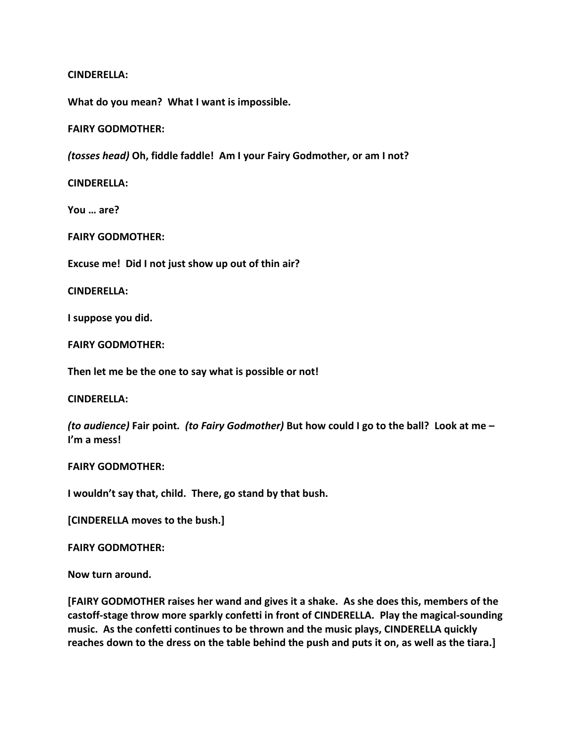**CINDERELLA:**

**What do you mean? What I want is impossible.**

**FAIRY GODMOTHER:**

***(tosses head)* Oh, fiddle faddle! Am I your Fairy Godmother, or am I not?**

**CINDERELLA:**

**You … are?**

**FAIRY GODMOTHER:**

**Excuse me! Did I not just show up out of thin air?**

**CINDERELLA:**

**I suppose you did.**

**FAIRY GODMOTHER:**

**Then let me be the one to say what is possible or not!**

**CINDERELLA:**

***(to audience)* Fair point. *(to Fairy Godmother)* But how could I go to the ball? Look at me – I'm a mess!**

**FAIRY GODMOTHER:**

**I wouldn't say that, child. There, go stand by that bush.**

**[CINDERELLA moves to the bush.]**

**FAIRY GODMOTHER:**

**Now turn around.**

**[FAIRY GODMOTHER raises her wand and gives it a shake. As she does this, members of the castoff-stage throw more sparkly confetti in front of CINDERELLA. Play the magical-sounding music. As the confetti continues to be thrown and the music plays, CINDERELLA quickly reaches down to the dress on the table behind the push and puts it on, as well as the tiara.]**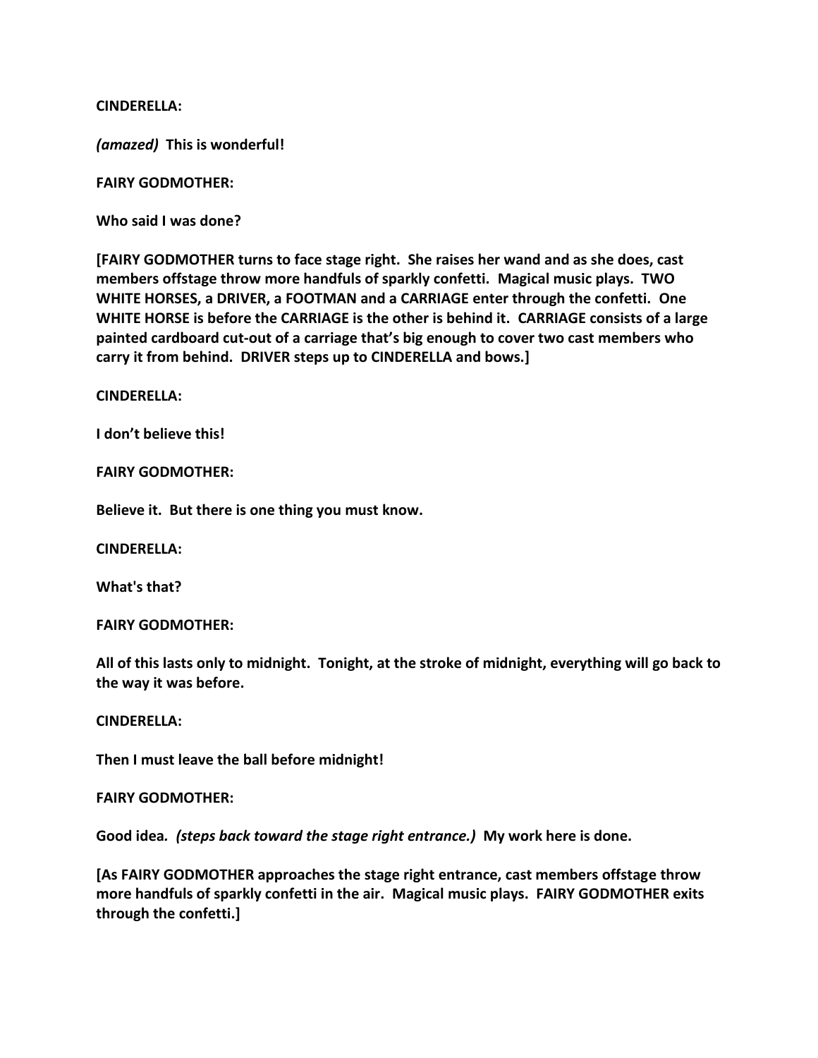**CINDERELLA:**

***(amazed)* This is wonderful!**

**FAIRY GODMOTHER:**

**Who said I was done?**

**[FAIRY GODMOTHER turns to face stage right. She raises her wand and as she does, cast members offstage throw more handfuls of sparkly confetti. Magical music plays. TWO WHITE HORSES, a DRIVER, a FOOTMAN and a CARRIAGE enter through the confetti. One WHITE HORSE is before the CARRIAGE is the other is behind it. CARRIAGE consists of a large painted cardboard cut-out of a carriage that's big enough to cover two cast members who carry it from behind. DRIVER steps up to CINDERELLA and bows.]**

**CINDERELLA:**

**I don't believe this!**

**FAIRY GODMOTHER:**

**Believe it. But there is one thing you must know.**

**CINDERELLA:**

**What's that?**

**FAIRY GODMOTHER:**

**All of this lasts only to midnight. Tonight, at the stroke of midnight, everything will go back to the way it was before.**

**CINDERELLA:**

**Then I must leave the ball before midnight!**

**FAIRY GODMOTHER:**

**Good idea. *(steps back toward the stage right entrance.)* My work here is done.**

**[As FAIRY GODMOTHER approaches the stage right entrance, cast members offstage throw more handfuls of sparkly confetti in the air. Magical music plays. FAIRY GODMOTHER exits through the confetti.]**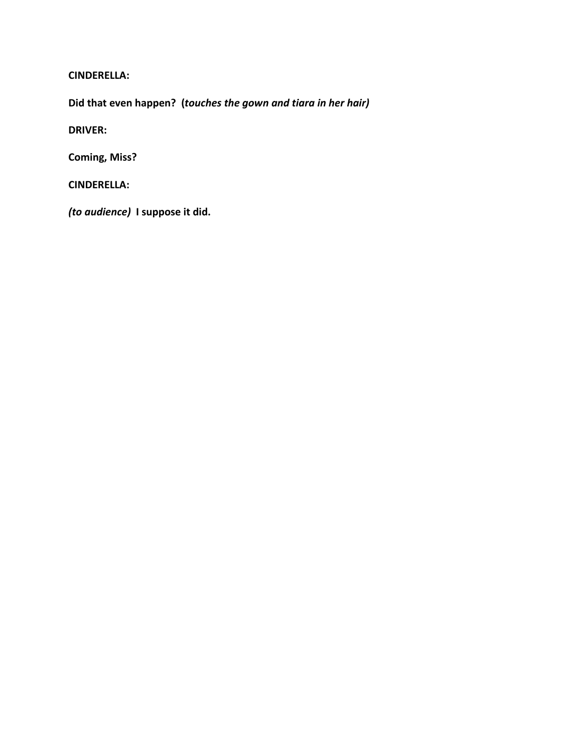**CINDERELLA:**

**Did that even happen? (*touches the gown and tiara in her hair)***

**DRIVER:**

**Coming, Miss?**

**CINDERELLA:**

***(to audience)*** **I suppose it did.**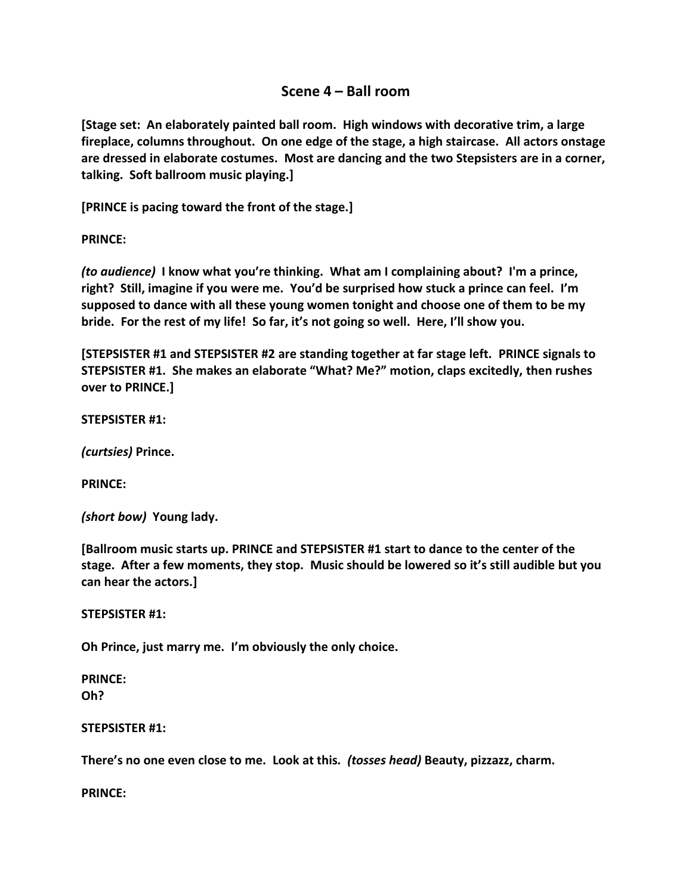## Scene 4 – Ball room

**[Stage set: An elaborately painted ball room. High windows with decorative trim, a large fireplace, columns throughout. On one edge of the stage, a high staircase. All actors onstage are dressed in elaborate costumes. Most are dancing and the two Stepsisters are in a corner, talking. Soft ballroom music playing.]**

**[PRINCE is pacing toward the front of the stage.]**

**PRINCE:**

***(to audience)*** **I know what you're thinking. What am I complaining about? I'm a prince, right? Still, imagine if you were me. You'd be surprised how stuck a prince can feel. I'm supposed to dance with all these young women tonight and choose one of them to be my bride. For the rest of my life! So far, it's not going so well. Here, I'll show you.**

**[STEPSISTER #1 and STEPSISTER #2 are standing together at far stage left. PRINCE signals to STEPSISTER #1. She makes an elaborate "What? Me?" motion, claps excitedly, then rushes over to PRINCE.]**

**STEPSISTER #1:**

***(curtsies)*** **Prince.**

**PRINCE:**

***(short bow)*** **Young lady.**

**[Ballroom music starts up. PRINCE and STEPSISTER #1 start to dance to the center of the stage. After a few moments, they stop. Music should be lowered so it's still audible but you can hear the actors.]**

**STEPSISTER #1:**

**Oh Prince, just marry me. I'm obviously the only choice.**

**PRINCE:**
**Oh?**

**STEPSISTER #1:**

**There's no one even close to me. Look at this.** ***(tosses head)*** **Beauty, pizzazz, charm.**

**PRINCE:**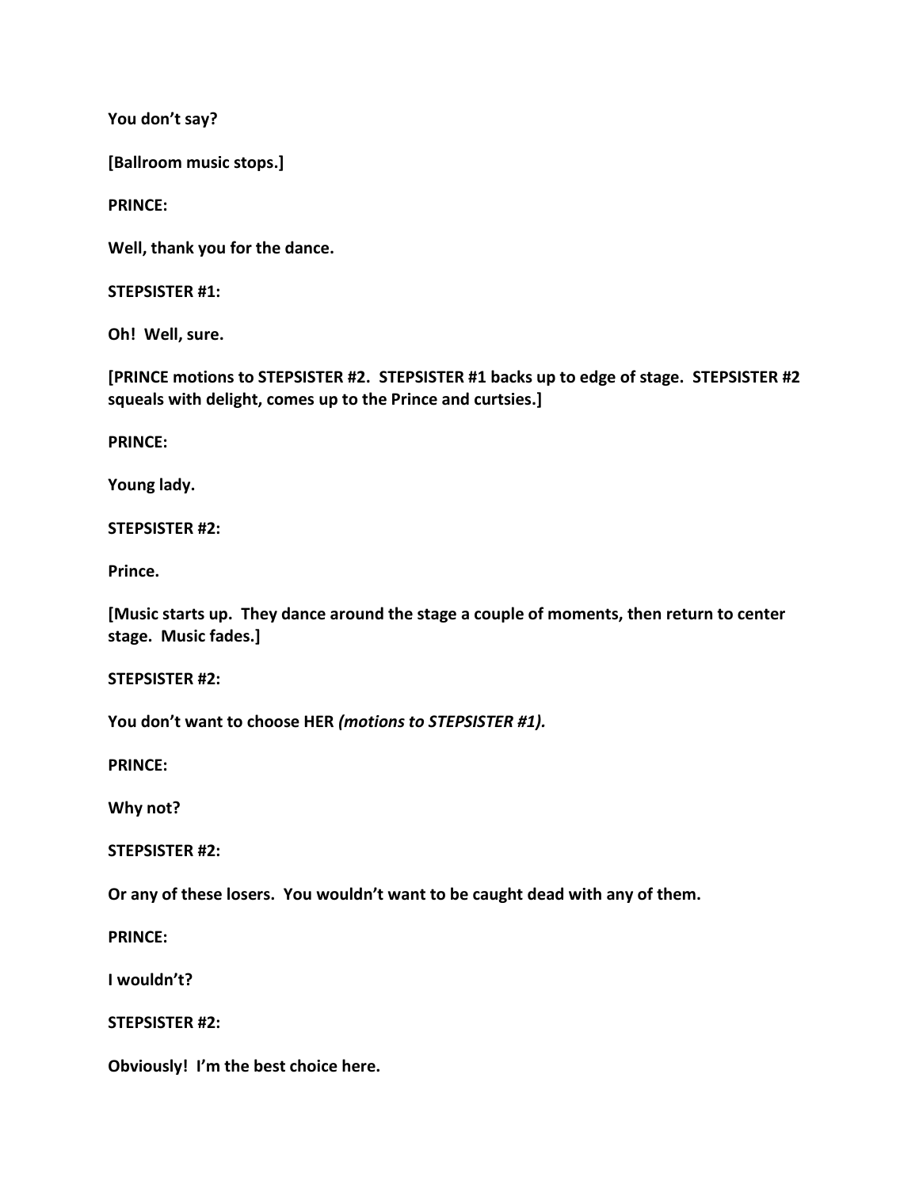**You don't say?**

**[Ballroom music stops.]**

**PRINCE:**

**Well, thank you for the dance.**

**STEPSISTER #1:**

**Oh! Well, sure.**

**[PRINCE motions to STEPSISTER #2. STEPSISTER #1 backs up to edge of stage. STEPSISTER #2 squeals with delight, comes up to the Prince and curtsies.]**

**PRINCE:**

**Young lady.**

**STEPSISTER #2:**

**Prince.**

**[Music starts up. They dance around the stage a couple of moments, then return to center stage. Music fades.]**

**STEPSISTER #2:**

**You don't want to choose HER *(motions to STEPSISTER #1).***

**PRINCE:**

**Why not?**

**STEPSISTER #2:**

**Or any of these losers. You wouldn't want to be caught dead with any of them.**

**PRINCE:**

**I wouldn't?**

**STEPSISTER #2:**

**Obviously! I'm the best choice here.**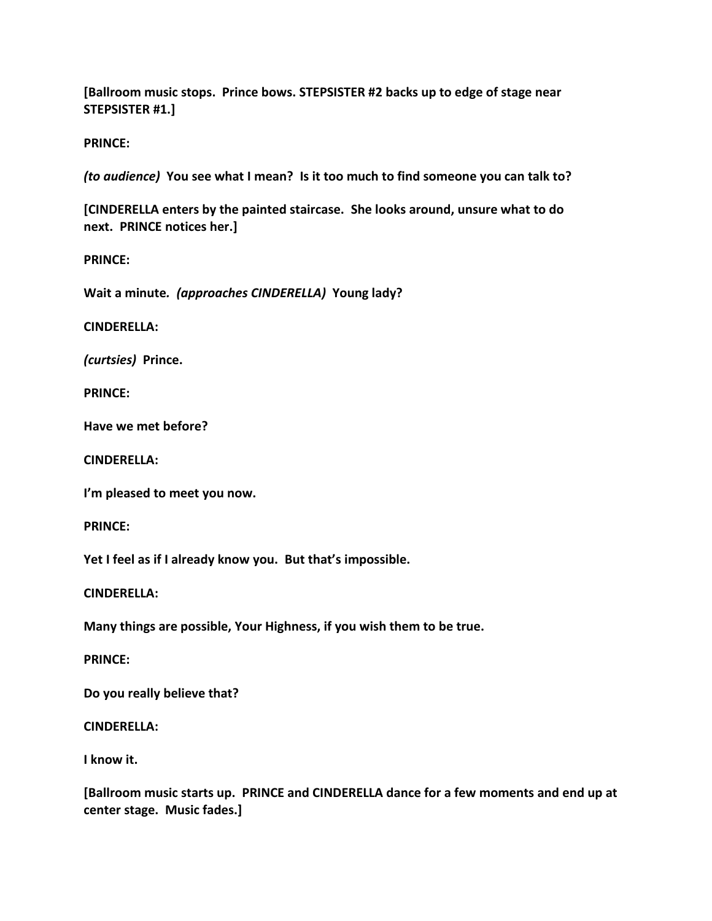**[Ballroom music stops.  Prince bows. STEPSISTER #2 backs up to edge of stage near STEPSISTER #1.]**

**PRINCE:**

***(to audience)*** **You see what I mean?  Is it too much to find someone you can talk to?**

**[CINDERELLA enters by the painted staircase.  She looks around, unsure what to do next.  PRINCE notices her.]**

**PRINCE:**

**Wait a minute.** ***(approaches CINDERELLA)*** **Young lady?**

**CINDERELLA:**

***(curtsies)*** **Prince.**

**PRINCE:**

**Have we met before?**

**CINDERELLA:**

**I'm pleased to meet you now.**

**PRINCE:**

**Yet I feel as if I already know you.  But that's impossible.**

**CINDERELLA:**

**Many things are possible, Your Highness, if you wish them to be true.**

**PRINCE:**

**Do you really believe that?**

**CINDERELLA:**

**I know it.**

**[Ballroom music starts up.  PRINCE and CINDERELLA dance for a few moments and end up at center stage.  Music fades.]**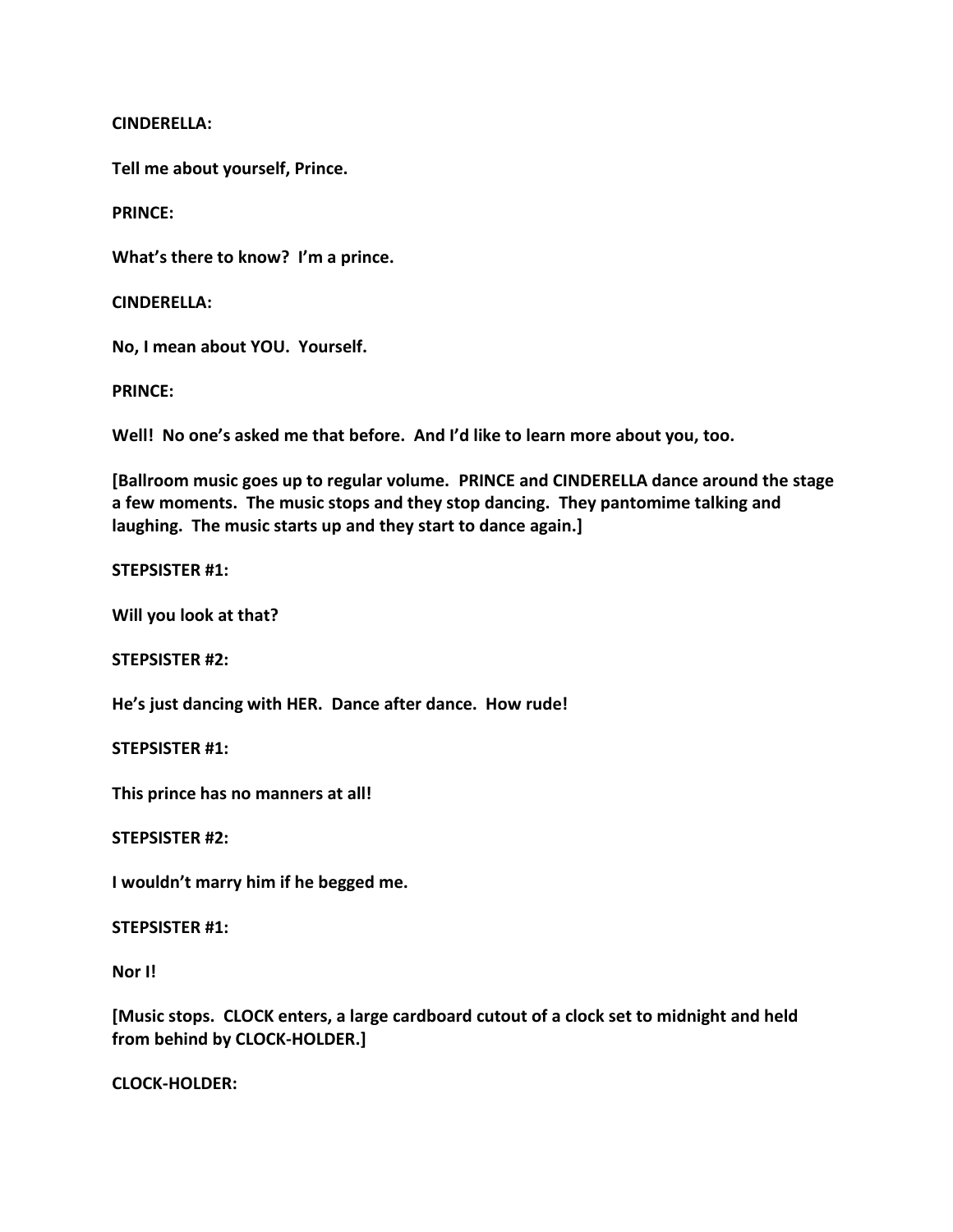**CINDERELLA:**

**Tell me about yourself, Prince.**

**PRINCE:**

**What's there to know? I'm a prince.**

**CINDERELLA:**

**No, I mean about YOU. Yourself.**

**PRINCE:**

**Well! No one's asked me that before. And I'd like to learn more about you, too.**

**[Ballroom music goes up to regular volume. PRINCE and CINDERELLA dance around the stage a few moments. The music stops and they stop dancing. They pantomime talking and laughing. The music starts up and they start to dance again.]**

**STEPSISTER #1:**

**Will you look at that?**

**STEPSISTER #2:**

**He's just dancing with HER. Dance after dance. How rude!**

**STEPSISTER #1:**

**This prince has no manners at all!**

**STEPSISTER #2:**

**I wouldn't marry him if he begged me.**

**STEPSISTER #1:**

**Nor I!**

**[Music stops. CLOCK enters, a large cardboard cutout of a clock set to midnight and held from behind by CLOCK-HOLDER.]**

**CLOCK-HOLDER:**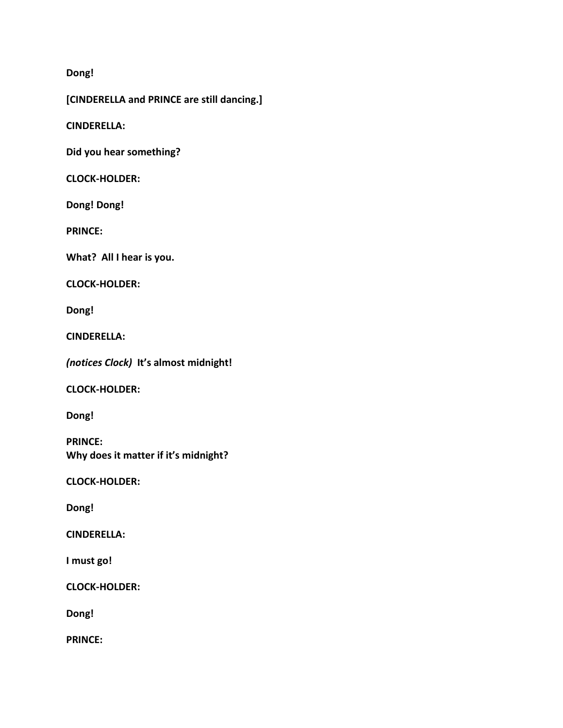**Dong!**

**[CINDERELLA and PRINCE are still dancing.]**

**CINDERELLA:**

**Did you hear something?**

**CLOCK-HOLDER:**

**Dong! Dong!**

**PRINCE:**

**What?  All I hear is you.**

**CLOCK-HOLDER:**

**Dong!**

**CINDERELLA:**

***(notices Clock)*  It's almost midnight!**

**CLOCK-HOLDER:**

**Dong!**

**PRINCE:**
**Why does it matter if it's midnight?**

**CLOCK-HOLDER:**

**Dong!**

**CINDERELLA:**

**I must go!**

**CLOCK-HOLDER:**

**Dong!**

**PRINCE:**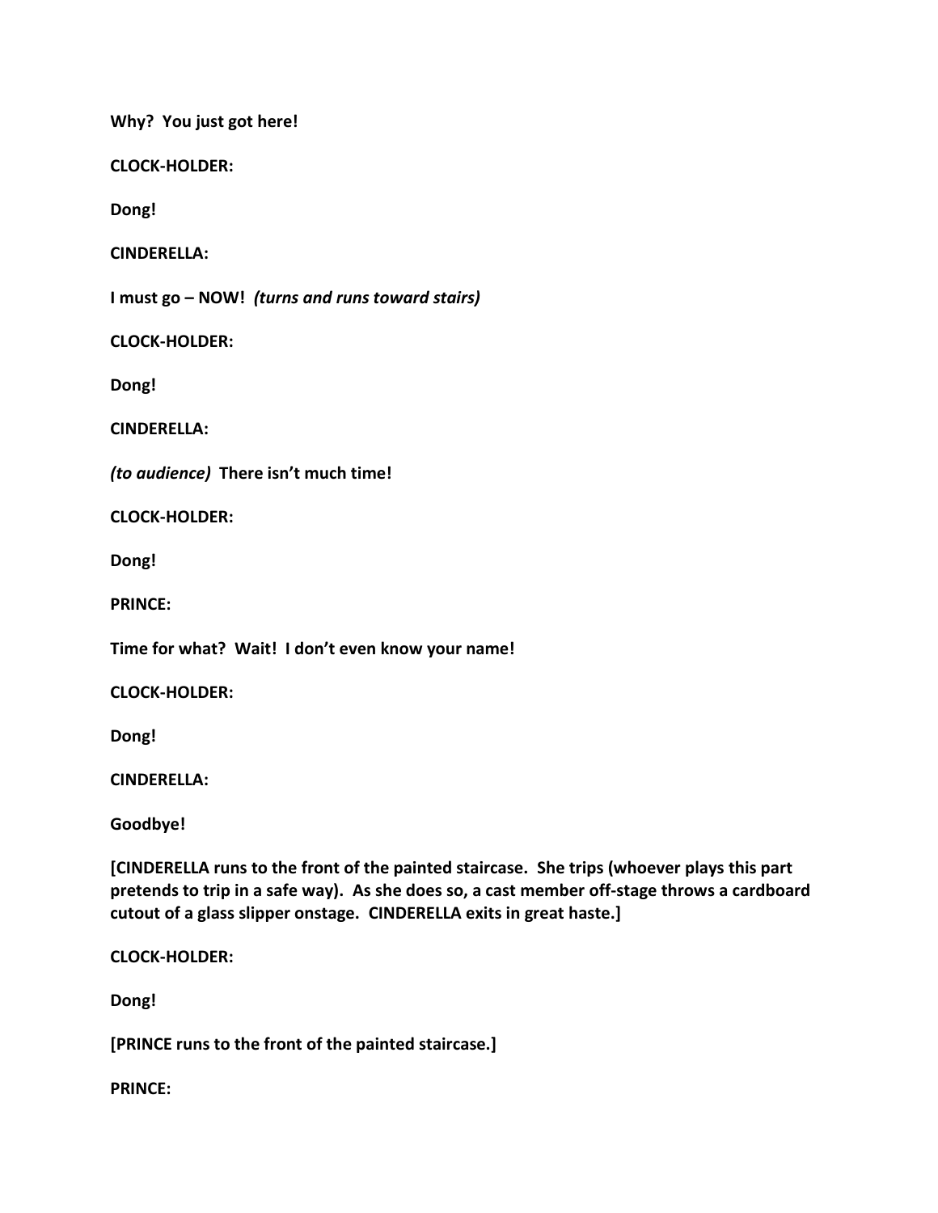**Why?  You just got here!**

**CLOCK-HOLDER:**

**Dong!**

**CINDERELLA:**

**I must go – NOW!** ***(turns and runs toward stairs)***

**CLOCK-HOLDER:**

**Dong!**

**CINDERELLA:**

***(to audience)*** **There isn't much time!**

**CLOCK-HOLDER:**

**Dong!**

**PRINCE:**

**Time for what?  Wait!  I don't even know your name!**

**CLOCK-HOLDER:**

**Dong!**

**CINDERELLA:**

**Goodbye!**

**[CINDERELLA runs to the front of the painted staircase.  She trips (whoever plays this part pretends to trip in a safe way).  As she does so, a cast member off-stage throws a cardboard cutout of a glass slipper onstage.  CINDERELLA exits in great haste.]**

**CLOCK-HOLDER:**

**Dong!**

**[PRINCE runs to the front of the painted staircase.]**

**PRINCE:**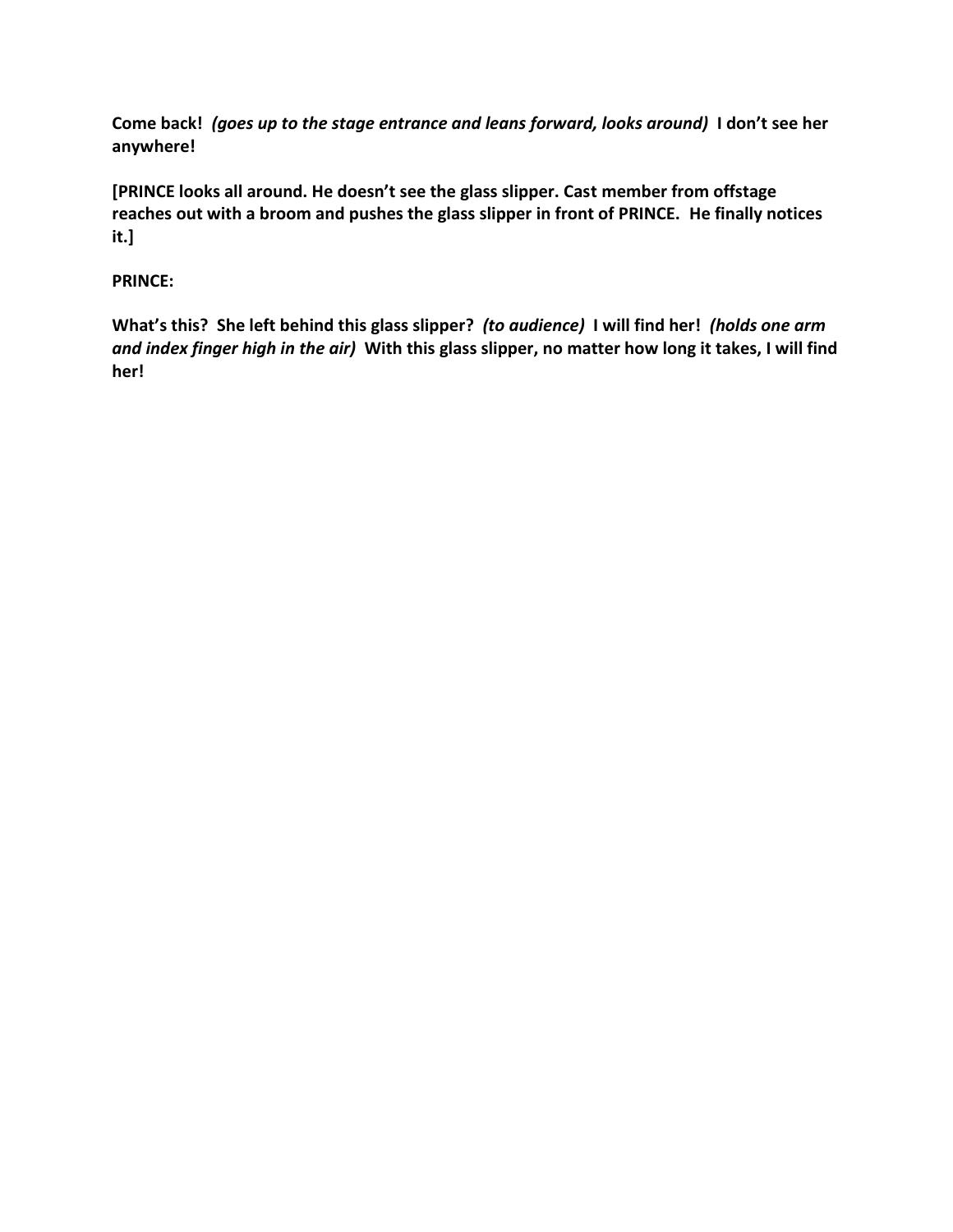**Come back!** ***(goes up to the stage entrance and leans forward, looks around)*** **I don't see her anywhere!**

**[PRINCE looks all around. He doesn't see the glass slipper. Cast member from offstage reaches out with a broom and pushes the glass slipper in front of PRINCE. He finally notices it.]**

**PRINCE:**

**What's this? She left behind this glass slipper?** ***(to audience)*** **I will find her!** ***(holds one arm and index finger high in the air)*** **With this glass slipper, no matter how long it takes, I will find her!**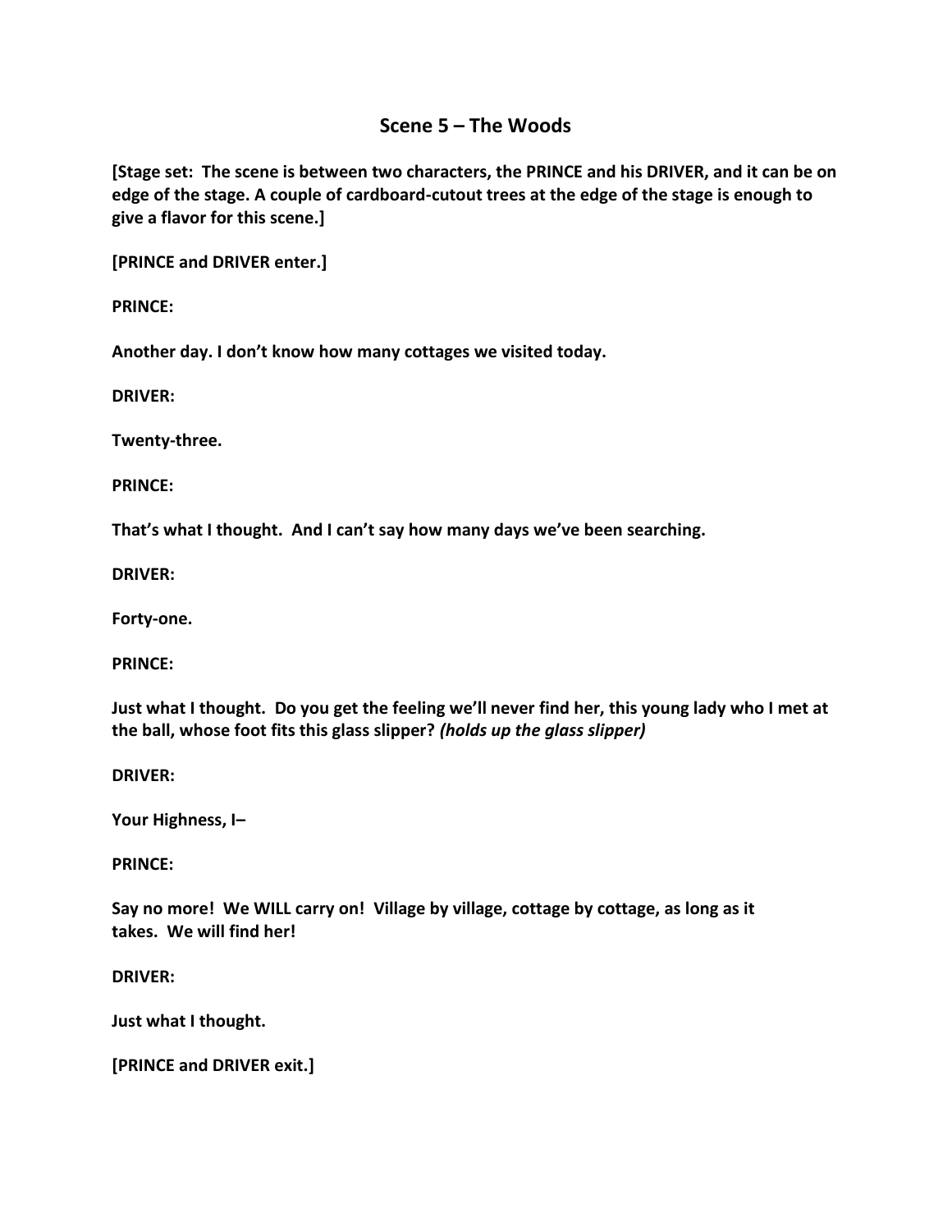## Scene 5 – The Woods

**[Stage set: The scene is between two characters, the PRINCE and his DRIVER, and it can be on edge of the stage. A couple of cardboard-cutout trees at the edge of the stage is enough to give a flavor for this scene.]**

**[PRINCE and DRIVER enter.]**

**PRINCE:**

**Another day. I don't know how many cottages we visited today.**

**DRIVER:**

**Twenty-three.**

**PRINCE:**

**That's what I thought. And I can't say how many days we've been searching.**

**DRIVER:**

**Forty-one.**

**PRINCE:**

**Just what I thought. Do you get the feeling we'll never find her, this young lady who I met at the ball, whose foot fits this glass slipper?** ***(holds up the glass slipper)***

**DRIVER:**

**Your Highness, I–**

**PRINCE:**

**Say no more! We WILL carry on! Village by village, cottage by cottage, as long as it takes. We will find her!**

**DRIVER:**

**Just what I thought.**

**[PRINCE and DRIVER exit.]**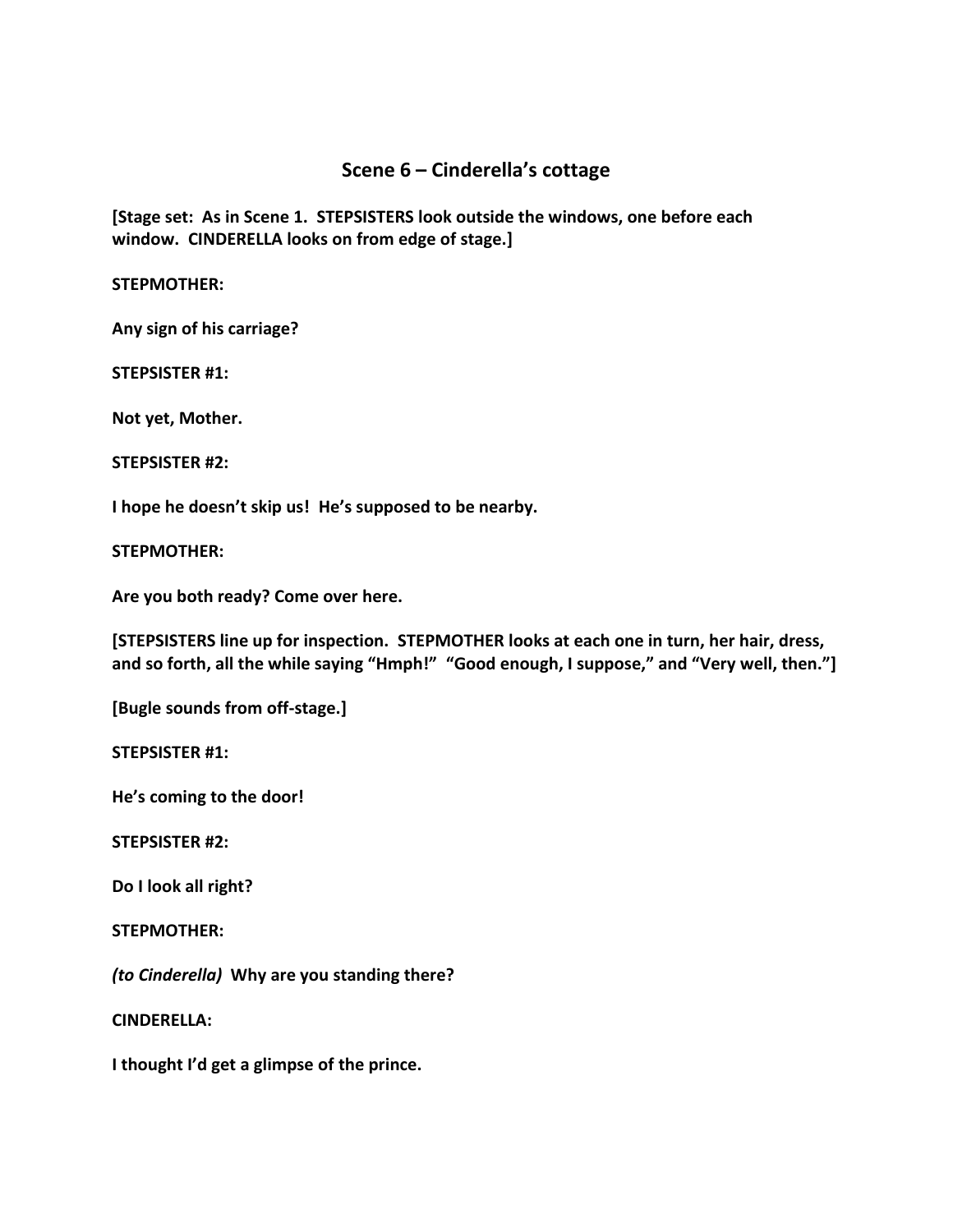## Scene 6 – Cinderella's cottage

**[Stage set: As in Scene 1. STEPSISTERS look outside the windows, one before each window. CINDERELLA looks on from edge of stage.]**

**STEPMOTHER:**

**Any sign of his carriage?**

**STEPSISTER #1:**

**Not yet, Mother.**

**STEPSISTER #2:**

**I hope he doesn't skip us! He's supposed to be nearby.**

**STEPMOTHER:**

**Are you both ready? Come over here.**

**[STEPSISTERS line up for inspection. STEPMOTHER looks at each one in turn, her hair, dress, and so forth, all the while saying "Hmph!" "Good enough, I suppose," and "Very well, then."]**

**[Bugle sounds from off-stage.]**

**STEPSISTER #1:**

**He's coming to the door!**

**STEPSISTER #2:**

**Do I look all right?**

**STEPMOTHER:**

***(to Cinderella)*** **Why are you standing there?**

**CINDERELLA:**

**I thought I'd get a glimpse of the prince.**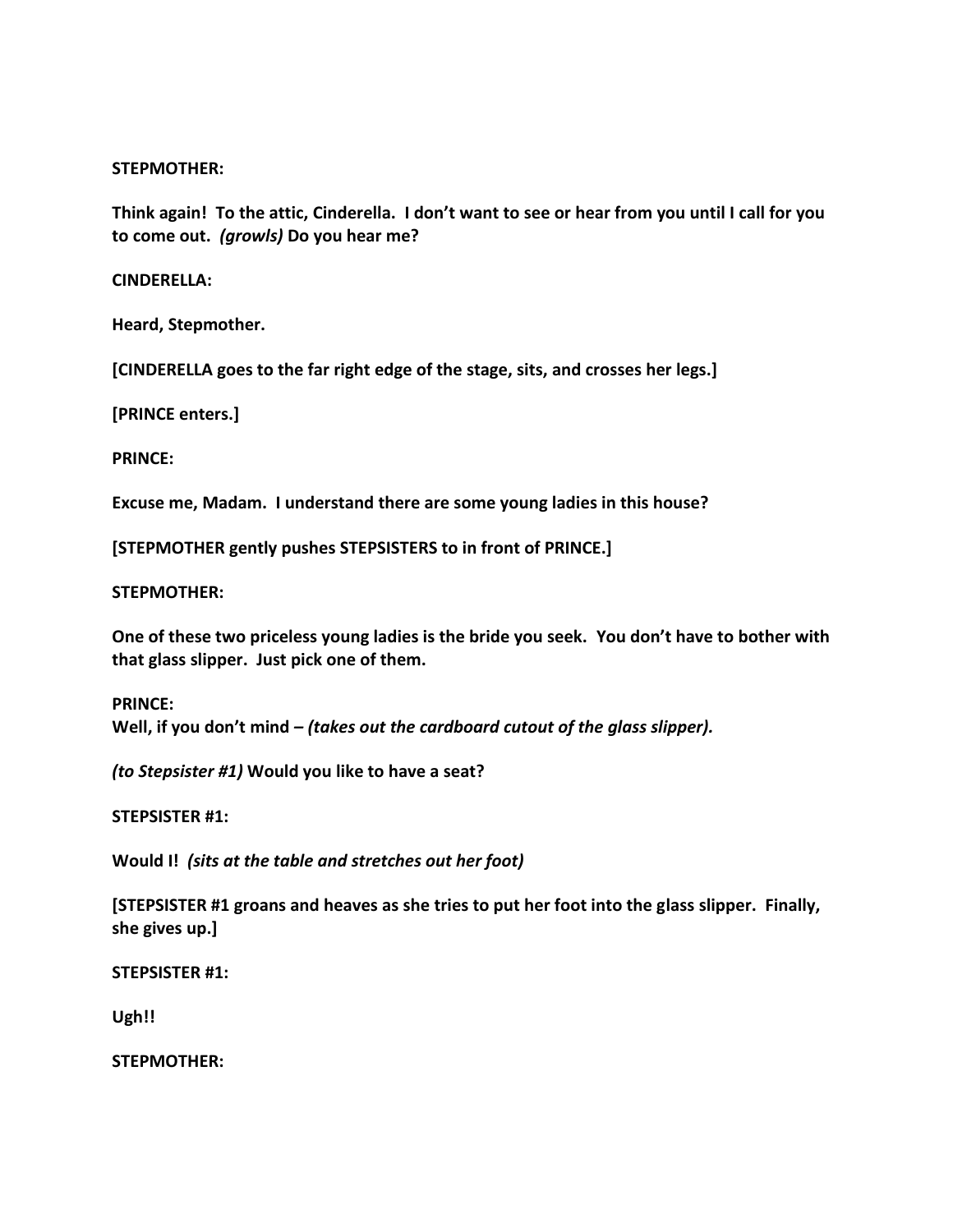**STEPMOTHER:**

**Think again! To the attic, Cinderella. I don't want to see or hear from you until I call for you to come out.** ***(growls)*** **Do you hear me?**

**CINDERELLA:**

**Heard, Stepmother.**

**[CINDERELLA goes to the far right edge of the stage, sits, and crosses her legs.]**

**[PRINCE enters.]**

**PRINCE:**

**Excuse me, Madam. I understand there are some young ladies in this house?**

**[STEPMOTHER gently pushes STEPSISTERS to in front of PRINCE.]**

**STEPMOTHER:**

**One of these two priceless young ladies is the bride you seek. You don't have to bother with that glass slipper. Just pick one of them.**

**PRINCE:**
**Well, if you don't mind –** ***(takes out the cardboard cutout of the glass slipper).***

***(to Stepsister #1)*** **Would you like to have a seat?**

**STEPSISTER #1:**

**Would I!** ***(sits at the table and stretches out her foot)***

**[STEPSISTER #1 groans and heaves as she tries to put her foot into the glass slipper. Finally, she gives up.]**

**STEPSISTER #1:**

**Ugh!!**

**STEPMOTHER:**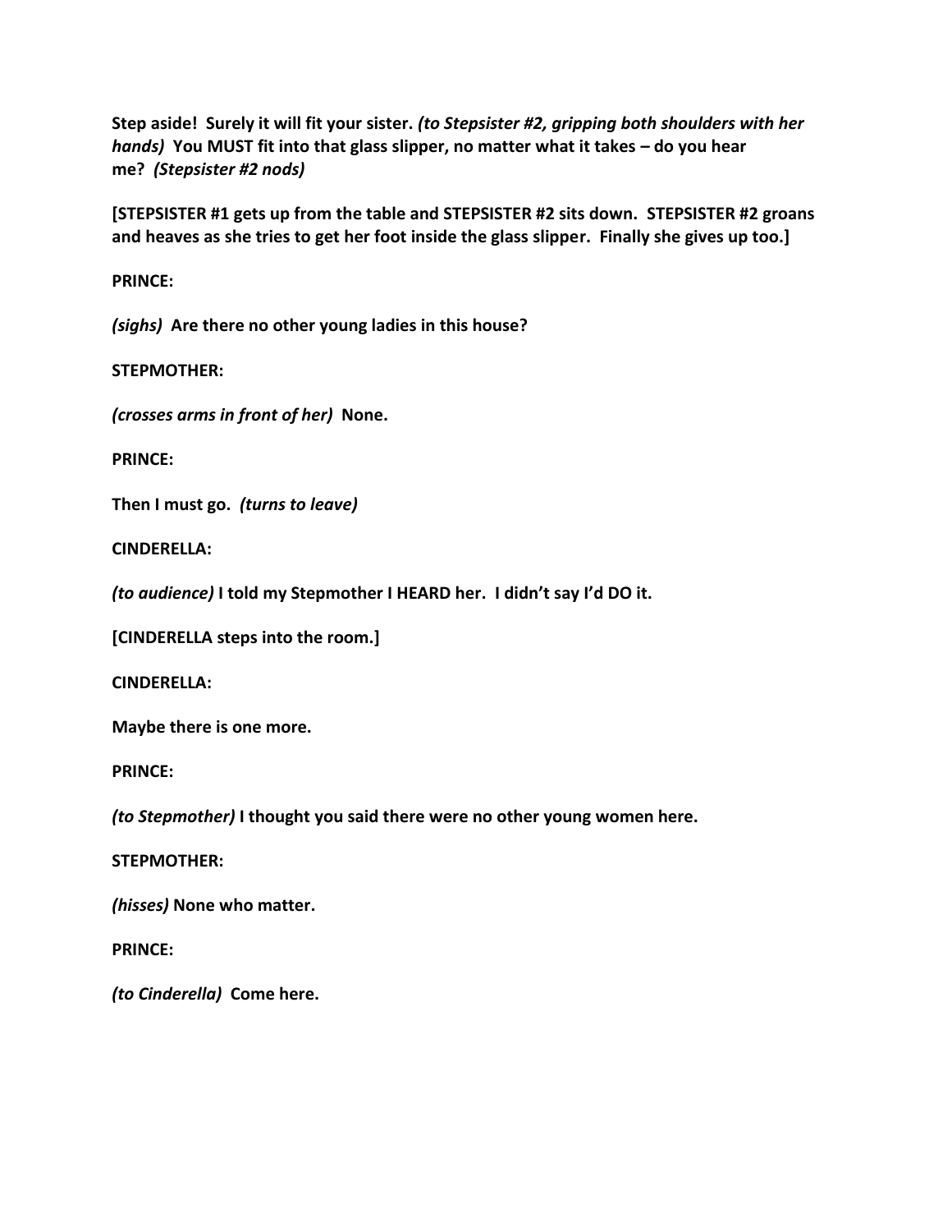**Step aside! Surely it will fit your sister.** ***(to Stepsister #2, gripping both shoulders with her hands)*** **You MUST fit into that glass slipper, no matter what it takes – do you hear me?** ***(Stepsister #2 nods)***

**[STEPSISTER #1 gets up from the table and STEPSISTER #2 sits down. STEPSISTER #2 groans and heaves as she tries to get her foot inside the glass slipper. Finally she gives up too.]**

**PRINCE:**

***(sighs)*** **Are there no other young ladies in this house?**

**STEPMOTHER:**

***(crosses arms in front of her)*** **None.**

**PRINCE:**

**Then I must go.** ***(turns to leave)***

**CINDERELLA:**

***(to audience)*** **I told my Stepmother I HEARD her. I didn't say I'd DO it.**

**[CINDERELLA steps into the room.]**

**CINDERELLA:**

**Maybe there is one more.**

**PRINCE:**

***(to Stepmother)*** **I thought you said there were no other young women here.**

**STEPMOTHER:**

***(hisses)*** **None who matter.**

**PRINCE:**

***(to Cinderella)*** **Come here.**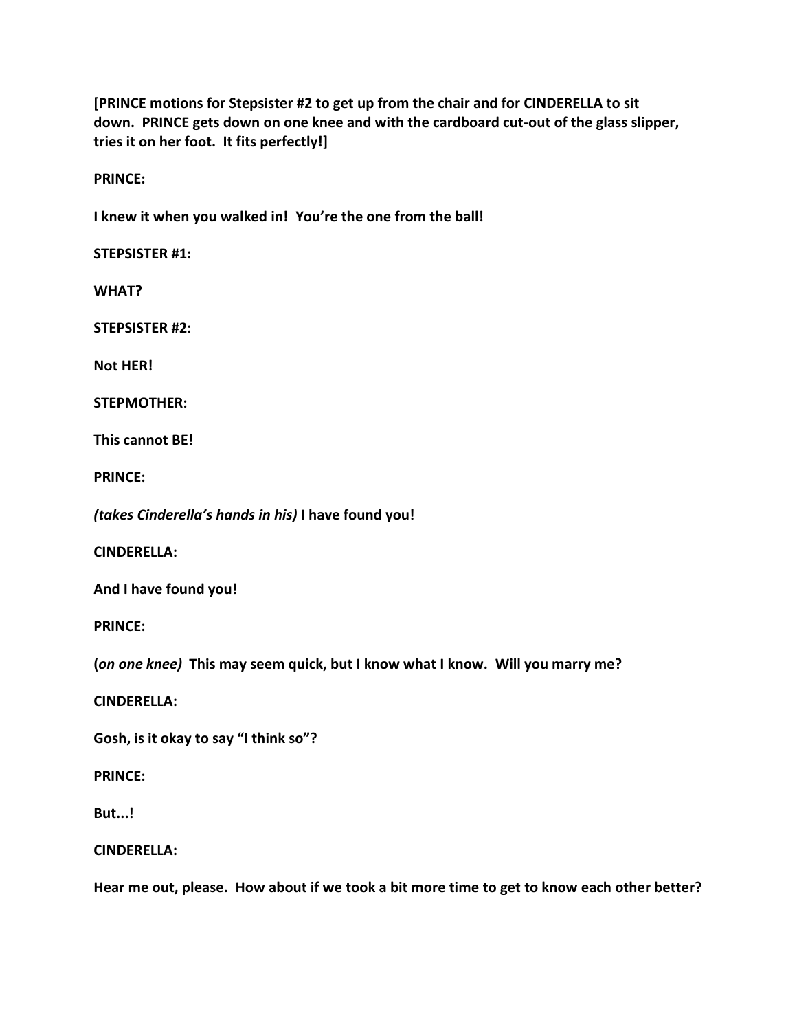**[PRINCE motions for Stepsister #2 to get up from the chair and for CINDERELLA to sit down. PRINCE gets down on one knee and with the cardboard cut-out of the glass slipper, tries it on her foot. It fits perfectly!]**

**PRINCE:**

**I knew it when you walked in! You're the one from the ball!**

**STEPSISTER #1:**

**WHAT?**

**STEPSISTER #2:**

**Not HER!**

**STEPMOTHER:**

**This cannot BE!**

**PRINCE:**

***(takes Cinderella's hands in his)* I have found you!**

**CINDERELLA:**

**And I have found you!**

**PRINCE:**

**(*on one knee*) This may seem quick, but I know what I know. Will you marry me?**

**CINDERELLA:**

**Gosh, is it okay to say "I think so"?**

**PRINCE:**

**But...!**

**CINDERELLA:**

**Hear me out, please. How about if we took a bit more time to get to know each other better?**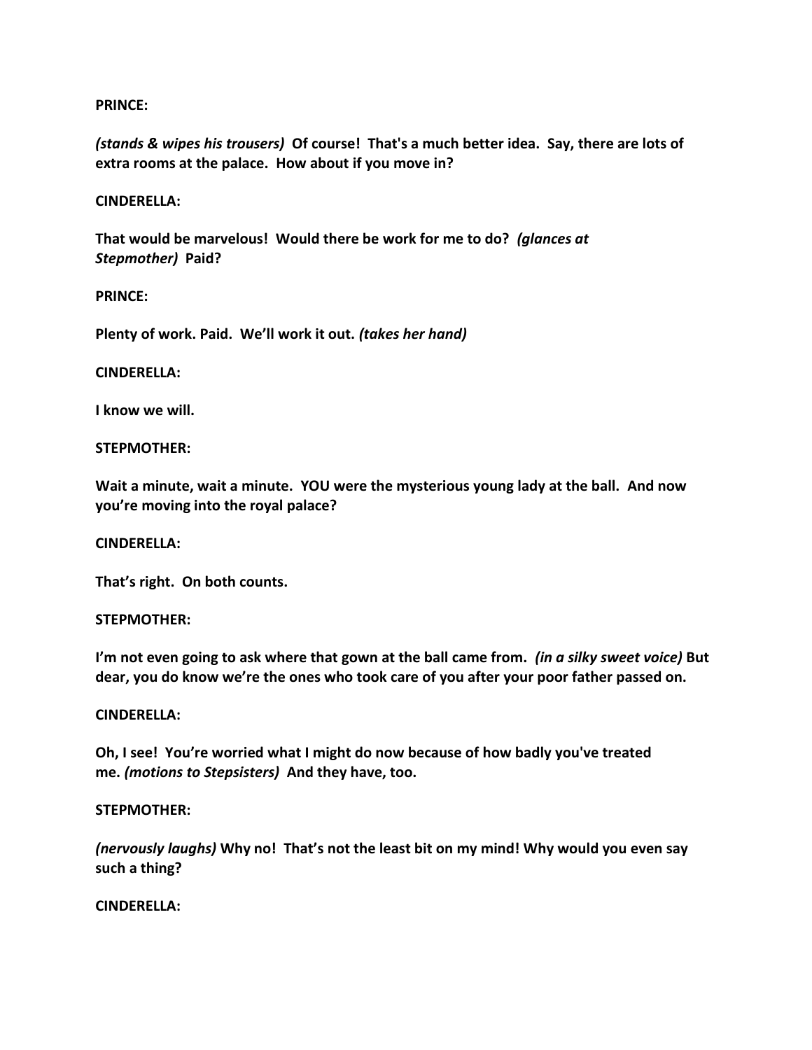**PRINCE:**

***(stands & wipes his trousers)*** **Of course! That's a much better idea. Say, there are lots of extra rooms at the palace. How about if you move in?**

**CINDERELLA:**

**That would be marvelous! Would there be work for me to do?** ***(glances at Stepmother)*** **Paid?**

**PRINCE:**

**Plenty of work. Paid. We'll work it out.** ***(takes her hand)***

**CINDERELLA:**

**I know we will.**

**STEPMOTHER:**

**Wait a minute, wait a minute. YOU were the mysterious young lady at the ball. And now you're moving into the royal palace?**

**CINDERELLA:**

**That's right. On both counts.**

**STEPMOTHER:**

**I'm not even going to ask where that gown at the ball came from.** ***(in a silky sweet voice)*** **But dear, you do know we're the ones who took care of you after your poor father passed on.**

**CINDERELLA:**

**Oh, I see! You're worried what I might do now because of how badly you've treated me.** ***(motions to Stepsisters)*** **And they have, too.**

**STEPMOTHER:**

***(nervously laughs)*** **Why no! That's not the least bit on my mind! Why would you even say such a thing?**

**CINDERELLA:**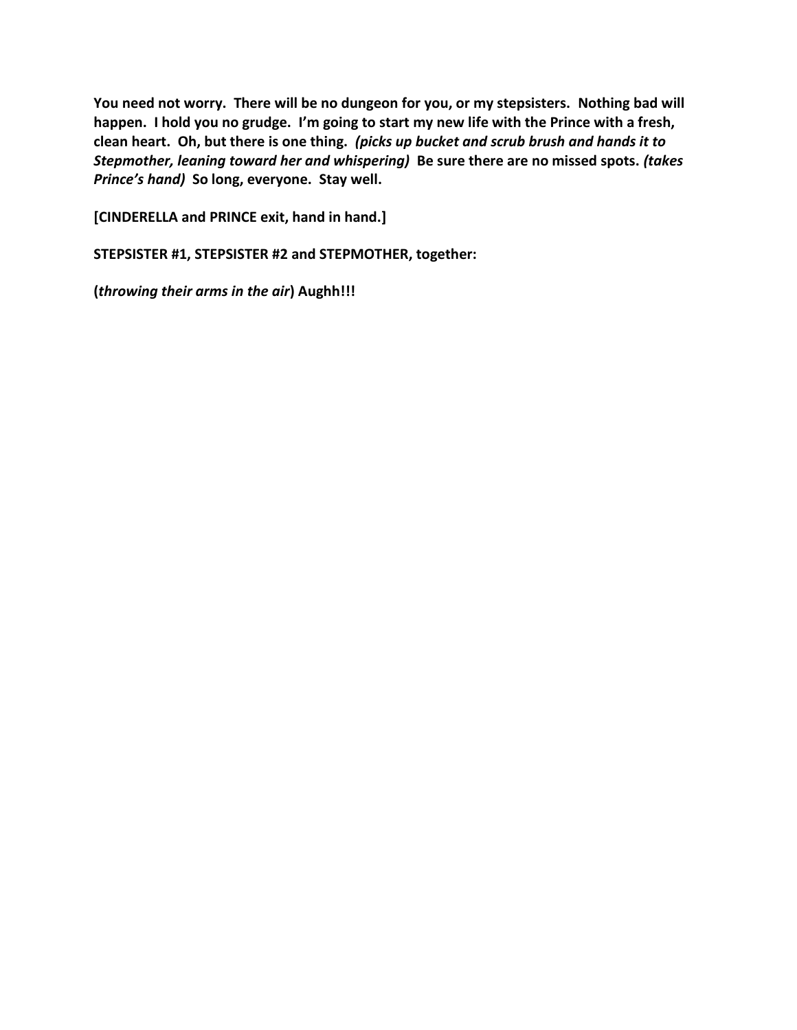**You need not worry. There will be no dungeon for you, or my stepsisters. Nothing bad will happen. I hold you no grudge. I'm going to start my new life with the Prince with a fresh, clean heart. Oh, but there is one thing. *(picks up bucket and scrub brush and hands it to Stepmother, leaning toward her and whispering)* Be sure there are no missed spots. *(takes Prince's hand)* So long, everyone. Stay well.**

**[CINDERELLA and PRINCE exit, hand in hand.]**

**STEPSISTER #1, STEPSISTER #2 and STEPMOTHER, together:**

**(*throwing their arms in the air*) Aughh!!!**